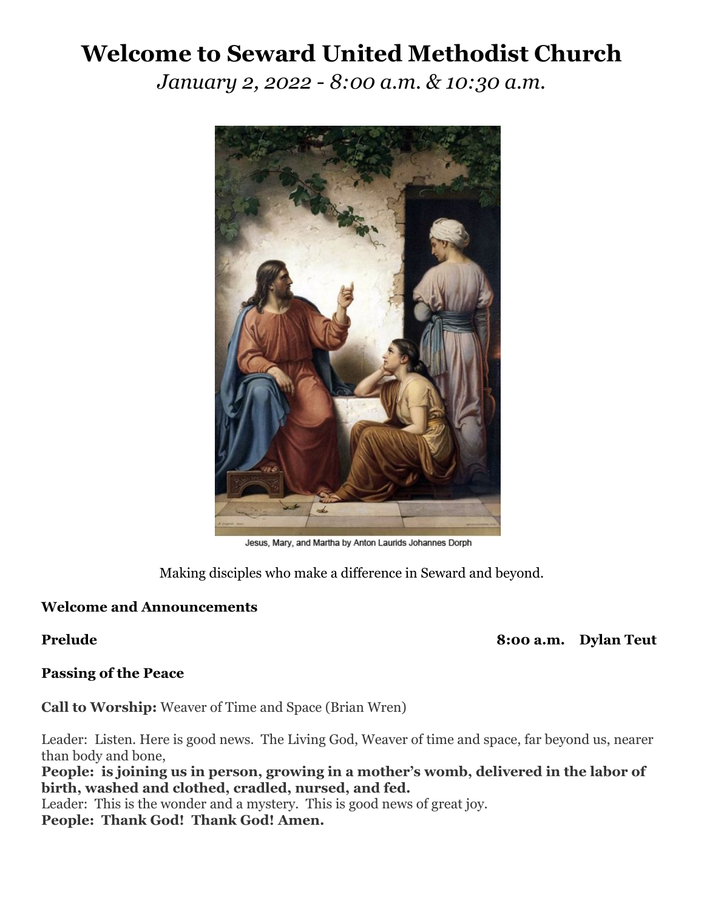# Welcome to Seward United Methodist Church

*January 2, 2022 - 8:00 a.m. & 10:30 a.m.*

Jesus, Mary, and Martha by Anton Laurids Johannes Dorph

Making disciples who make a difference in Seward and beyond.

**Welcome and Announcements**

**Prelude** **8:00 a.m. Dylan Teut**

**Passing of the Peace**

**Call to Worship:** Weaver of Time and Space (Brian Wren)

Leader: Listen. Here is good news. The Living God, Weaver of time and space, far beyond us, nearer than body and bone,

**People: is joining us in person, growing in a mother's womb, delivered in the labor of birth, washed and clothed, cradled, nursed, and fed.**

Leader: This is the wonder and a mystery. This is good news of great joy.

**People: Thank God! Thank God! Amen.**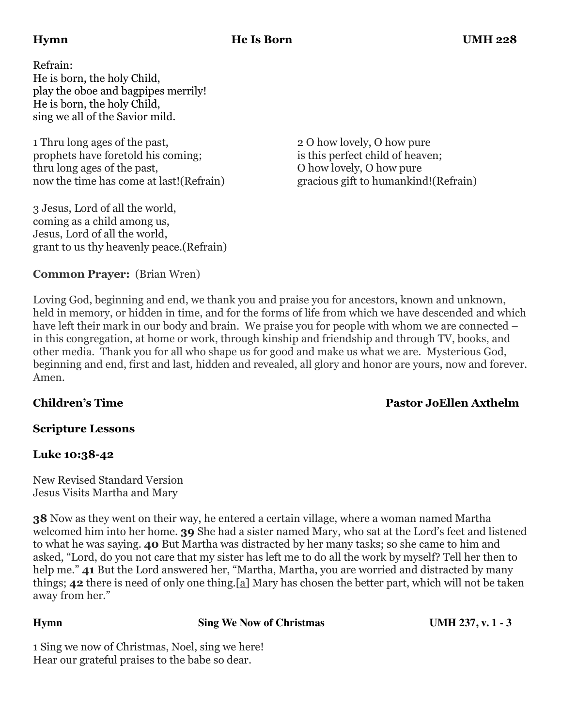**Hymn** **He Is Born** **UMH 228**

Refrain:
He is born, the holy Child,
play the oboe and bagpipes merrily!
He is born, the holy Child,
sing we all of the Savior mild.

1 Thru long ages of the past,
prophets have foretold his coming;
thru long ages of the past,
now the time has come at last!(Refrain)

2 O how lovely, O how pure
is this perfect child of heaven;
O how lovely, O how pure
gracious gift to humankind!(Refrain)

3 Jesus, Lord of all the world,
coming as a child among us,
Jesus, Lord of all the world,
grant to us thy heavenly peace.(Refrain)

**Common Prayer:** (Brian Wren)

Loving God, beginning and end, we thank you and praise you for ancestors, known and unknown, held in memory, or hidden in time, and for the forms of life from which we have descended and which have left their mark in our body and brain. We praise you for people with whom we are connected – in this congregation, at home or work, through kinship and friendship and through TV, books, and other media. Thank you for all who shape us for good and make us what we are. Mysterious God, beginning and end, first and last, hidden and revealed, all glory and honor are yours, now and forever. Amen.

**Children's Time** **Pastor JoEllen Axthelm**

**Scripture Lessons**

**Luke 10:38-42**

New Revised Standard Version
Jesus Visits Martha and Mary

**38** Now as they went on their way, he entered a certain village, where a woman named Martha welcomed him into her home. **39** She had a sister named Mary, who sat at the Lord's feet and listened to what he was saying. **40** But Martha was distracted by her many tasks; so she came to him and asked, "Lord, do you not care that my sister has left me to do all the work by myself? Tell her then to help me." **41** But the Lord answered her, "Martha, Martha, you are worried and distracted by many things; **42** there is need of only one thing.[a] Mary has chosen the better part, which will not be taken away from her."

**Hymn** **Sing We Now of Christmas** **UMH 237, v. 1 - 3**

1 Sing we now of Christmas, Noel, sing we here!
Hear our grateful praises to the babe so dear.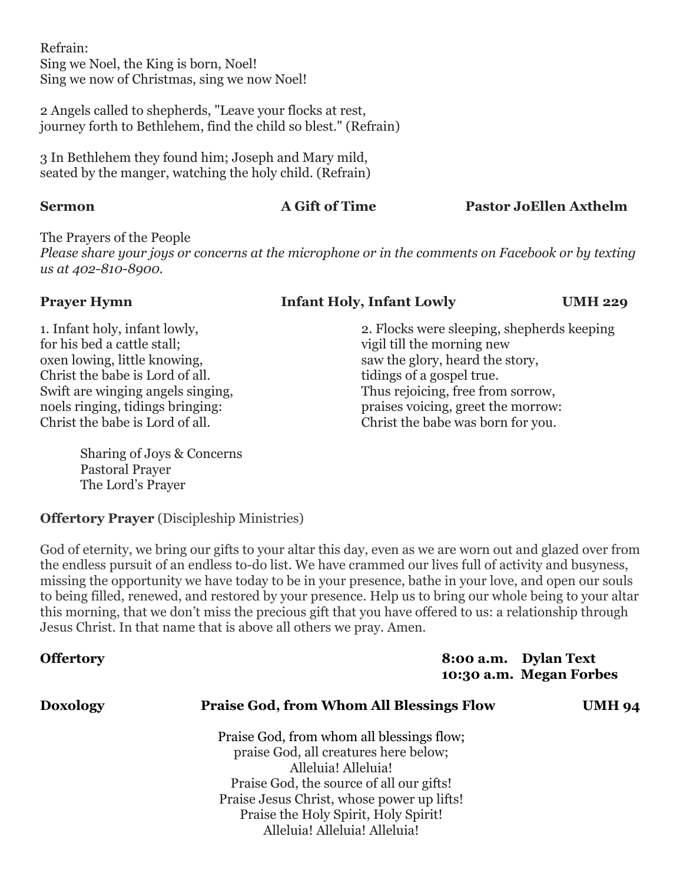Refrain:
Sing we Noel, the King is born, Noel!
Sing we now of Christmas, sing we now Noel!

2 Angels called to shepherds, "Leave your flocks at rest,
journey forth to Bethlehem, find the child so blest." (Refrain)

3 In Bethlehem they found him; Joseph and Mary mild,
seated by the manger, watching the holy child. (Refrain)

**Sermon** **A Gift of Time** **Pastor JoEllen Axthelm**

The Prayers of the People
*Please share your joys or concerns at the microphone or in the comments on Facebook or by texting us at 402-810-8900.*

**Prayer Hymn** **Infant Holy, Infant Lowly** **UMH 229**

1. Infant holy, infant lowly,
for his bed a cattle stall;
oxen lowing, little knowing,
Christ the babe is Lord of all.
Swift are winging angels singing,
noels ringing, tidings bringing:
Christ the babe is Lord of all.

2. Flocks were sleeping, shepherds keeping
vigil till the morning new
saw the glory, heard the story,
tidings of a gospel true.
Thus rejoicing, free from sorrow,
praises voicing, greet the morrow:
Christ the babe was born for you.

Sharing of Joys & Concerns
Pastoral Prayer
The Lord's Prayer

**Offertory Prayer** (Discipleship Ministries)

God of eternity, we bring our gifts to your altar this day, even as we are worn out and glazed over from the endless pursuit of an endless to-do list. We have crammed our lives full of activity and busyness, missing the opportunity we have today to be in your presence, bathe in your love, and open our souls to being filled, renewed, and restored by your presence. Help us to bring our whole being to your altar this morning, that we don't miss the precious gift that you have offered to us: a relationship through Jesus Christ. In that name that is above all others we pray. Amen.

**Offertory** **8:00 a.m. Dylan Text**
**10:30 a.m. Megan Forbes**

**Doxology** **Praise God, from Whom All Blessings Flow** **UMH 94**

Praise God, from whom all blessings flow;
praise God, all creatures here below;
Alleluia! Alleluia!
Praise God, the source of all our gifts!
Praise Jesus Christ, whose power up lifts!
Praise the Holy Spirit, Holy Spirit!
Alleluia! Alleluia! Alleluia!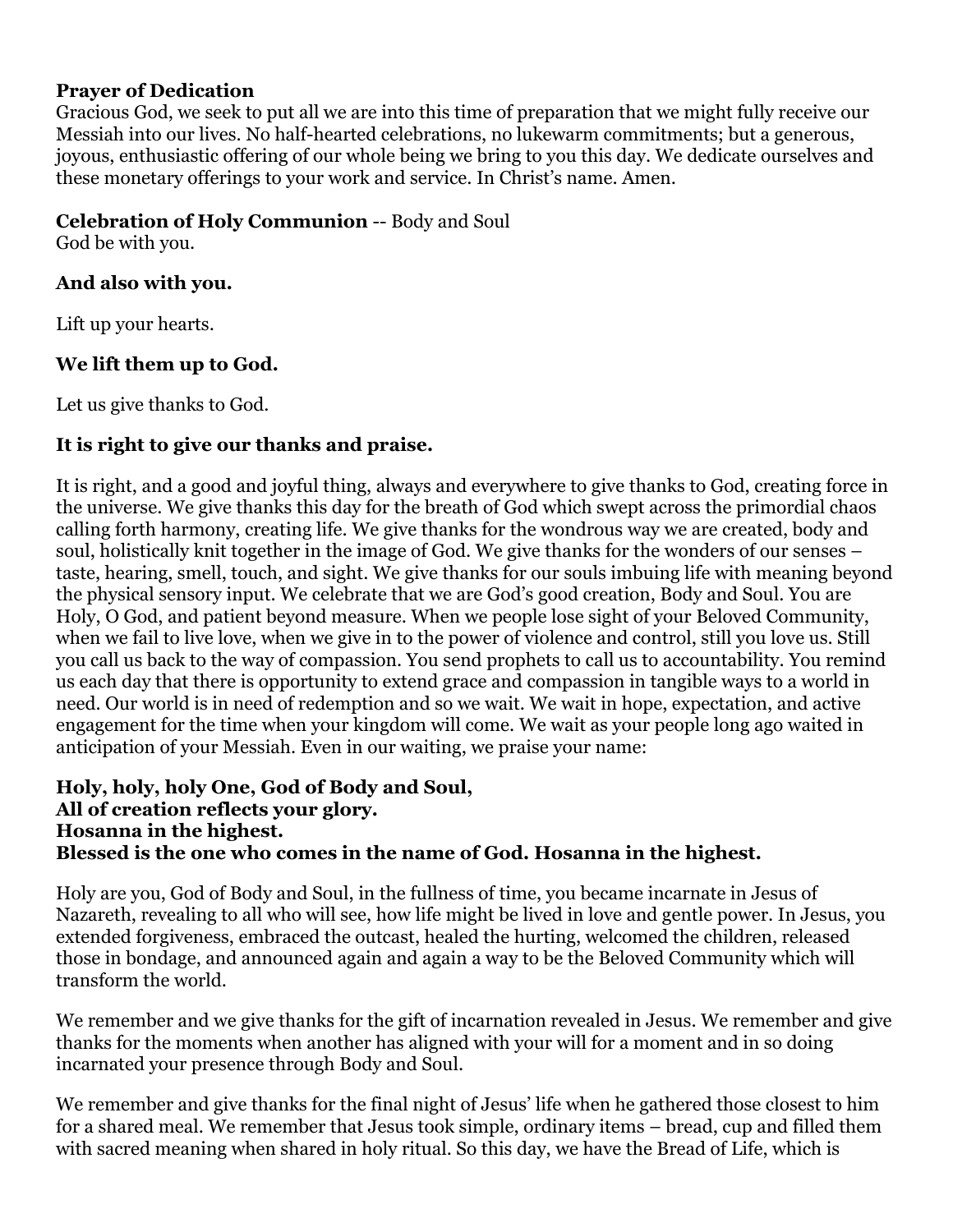**Prayer of Dedication**

Gracious God, we seek to put all we are into this time of preparation that we might fully receive our Messiah into our lives. No half-hearted celebrations, no lukewarm commitments; but a generous, joyous, enthusiastic offering of our whole being we bring to you this day. We dedicate ourselves and these monetary offerings to your work and service. In Christ's name. Amen.

**Celebration of Holy Communion** -- Body and Soul

God be with you.

**And also with you.**

Lift up your hearts.

**We lift them up to God.**

Let us give thanks to God.

**It is right to give our thanks and praise.**

It is right, and a good and joyful thing, always and everywhere to give thanks to God, creating force in the universe. We give thanks this day for the breath of God which swept across the primordial chaos calling forth harmony, creating life. We give thanks for the wondrous way we are created, body and soul, holistically knit together in the image of God. We give thanks for the wonders of our senses – taste, hearing, smell, touch, and sight. We give thanks for our souls imbuing life with meaning beyond the physical sensory input. We celebrate that we are God's good creation, Body and Soul. You are Holy, O God, and patient beyond measure. When we people lose sight of your Beloved Community, when we fail to live love, when we give in to the power of violence and control, still you love us. Still you call us back to the way of compassion. You send prophets to call us to accountability. You remind us each day that there is opportunity to extend grace and compassion in tangible ways to a world in need. Our world is in need of redemption and so we wait. We wait in hope, expectation, and active engagement for the time when your kingdom will come. We wait as your people long ago waited in anticipation of your Messiah. Even in our waiting, we praise your name:

**Holy, holy, holy One, God of Body and Soul,**
**All of creation reflects your glory.**
**Hosanna in the highest.**
**Blessed is the one who comes in the name of God. Hosanna in the highest.**

Holy are you, God of Body and Soul, in the fullness of time, you became incarnate in Jesus of Nazareth, revealing to all who will see, how life might be lived in love and gentle power. In Jesus, you extended forgiveness, embraced the outcast, healed the hurting, welcomed the children, released those in bondage, and announced again and again a way to be the Beloved Community which will transform the world.

We remember and we give thanks for the gift of incarnation revealed in Jesus. We remember and give thanks for the moments when another has aligned with your will for a moment and in so doing incarnated your presence through Body and Soul.

We remember and give thanks for the final night of Jesus' life when he gathered those closest to him for a shared meal. We remember that Jesus took simple, ordinary items – bread, cup and filled them with sacred meaning when shared in holy ritual. So this day, we have the Bread of Life, which is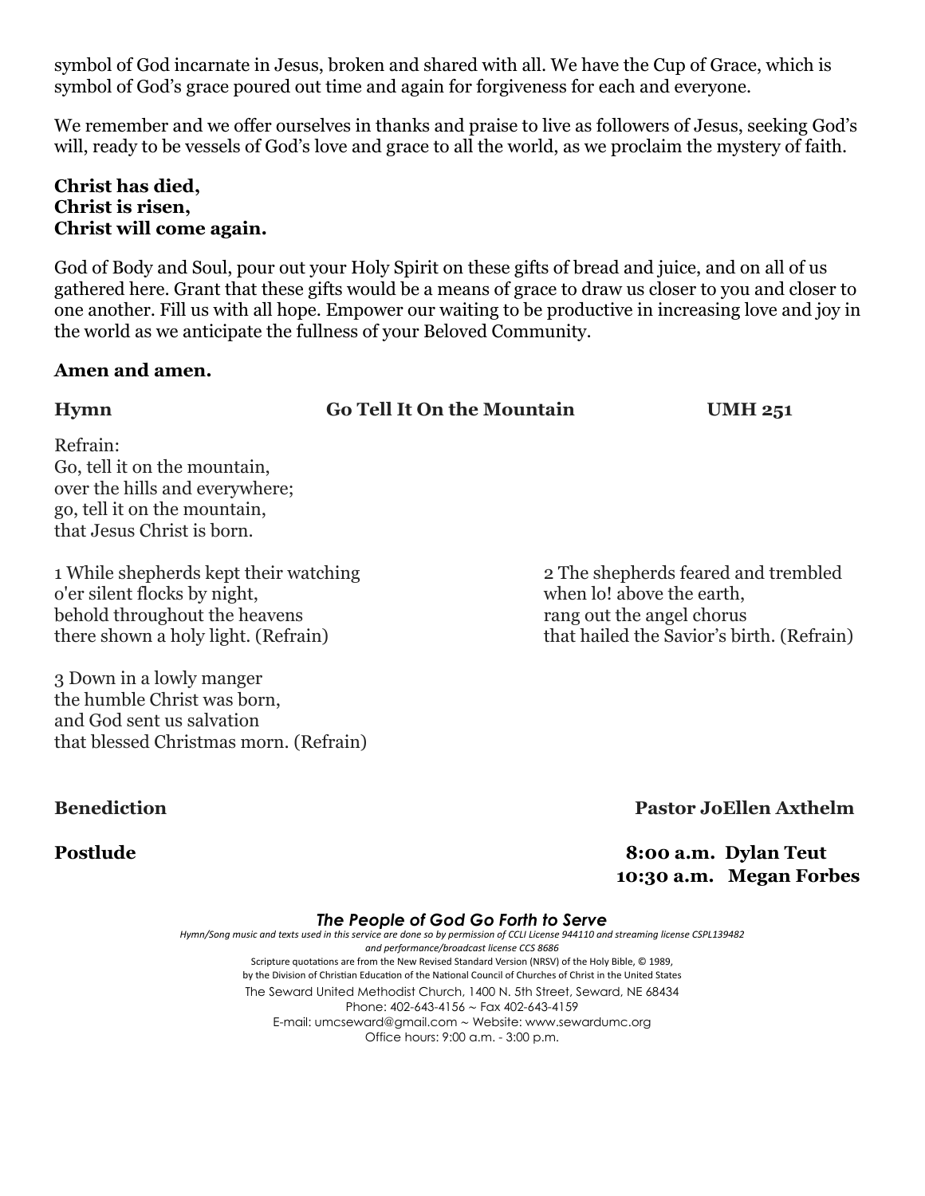symbol of God incarnate in Jesus, broken and shared with all. We have the Cup of Grace, which is symbol of God's grace poured out time and again for forgiveness for each and everyone.

We remember and we offer ourselves in thanks and praise to live as followers of Jesus, seeking God's will, ready to be vessels of God's love and grace to all the world, as we proclaim the mystery of faith.

**Christ has died,**
**Christ is risen,**
**Christ will come again.**

God of Body and Soul, pour out your Holy Spirit on these gifts of bread and juice, and on all of us gathered here. Grant that these gifts would be a means of grace to draw us closer to you and closer to one another. Fill us with all hope. Empower our waiting to be productive in increasing love and joy in the world as we anticipate the fullness of your Beloved Community.

**Amen and amen.**

**Hymn** **Go Tell It On the Mountain** **UMH 251**

Refrain:
Go, tell it on the mountain,
over the hills and everywhere;
go, tell it on the mountain,
that Jesus Christ is born.

1 While shepherds kept their watching
o'er silent flocks by night,
behold throughout the heavens
there shown a holy light. (Refrain)

2 The shepherds feared and trembled
when lo! above the earth,
rang out the angel chorus
that hailed the Savior's birth. (Refrain)

3 Down in a lowly manger
the humble Christ was born,
and God sent us salvation
that blessed Christmas morn. (Refrain)

**Benediction** **Pastor JoEllen Axthelm**

**Postlude** **8:00 a.m. Dylan Teut**
**10:30 a.m. Megan Forbes**

***The People of God Go Forth to Serve***

*Hymn/Song music and texts used in this service are done so by permission of CCLI License 944110 and streaming license CSPL139482 and performance/broadcast license CCS 8686*

Scripture quotations are from the New Revised Standard Version (NRSV) of the Holy Bible, © 1989, by the Division of Christian Education of the National Council of Churches of Christ in the United States

The Seward United Methodist Church, 1400 N. 5th Street, Seward, NE 68434
Phone: 402-643-4156 ~ Fax 402-643-4159
E-mail: umcseward@gmail.com ~ Website: www.sewardumc.org
Office hours: 9:00 a.m. - 3:00 p.m.